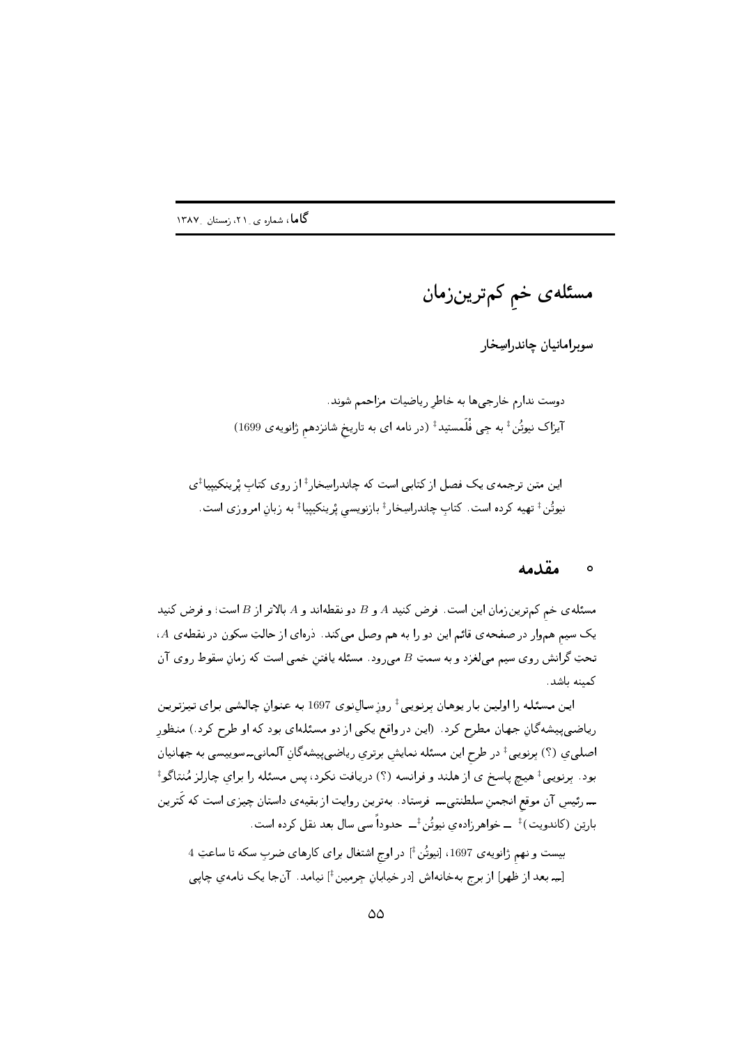# مسئله‌ی خمِ کم‌ترین‌زمان

**سوبرامانیان چاندراسِخار**

دوست ندارم خارجی‌ها به خاطرِ ریاضیات مزاحمم شوند.
آیزاک نیوتُن[‡] به جِی فْلَمستید[‡] (در نامه ای به تاریخِ شانزدهمِ ژانویه‌ی 1699)

این متن ترجمه‌ی یک فصل از کتابی است که چاندراسِخار[‡] از روی کتابِ پْرینکیپیا[‡]ی نیوتُن[‡] تهیه کرده است. کتابِ چاندراسِخار[‡] بازنویسیِ پْرینکیپیا[‡] به زبانِ امروزی است.

## ۰ مقدمه

مسئله‌ی خمِ کم‌ترین‌زمان این است. فرض کنید $A$ و $B$ دو نقطه‌اند و $A$ بالاتر از $B$ است؛ و فرض کنید یک سیمِ هموار در صفحه‌ی قائم این دو را به هم وصل می‌کند. ذره‌ای از حالتِ سکون در نقطه‌ی $A$، تحتِ گرانش روی سیم می‌لغزد و به سمتِ $B$ می‌رود. مسئله یافتنِ خمی است که زمانِ سقوط روی آن کمینه باشد.

این مسئله را اولین بار یوهان برنویی[‡] روزِ سالِ‌نوی 1697 به عنوانِ چالشی برای تیزترین ریاضی‌پیشه‌گانِ جهان مطرح کرد. (این در واقع یکی از دو مسئله‌ای بود که او طرح کرد.) منظورِ اصلیِ (؟) برنویی[‡] در طرحِ این مسئله نمایشِ برتریِ ریاضی‌پیشه‌گانِ آلمانی‌ـ‌سوییسی به جهانیان بود. برنویی[‡] هیچ پاسخ ی از هلند و فرانسه (؟) دریافت نکرد، پس مسئله را برایِ چارلز مُنتاگو[‡] ـــ رئیسِ آن موقعِ انجمنِ سلطنتی‌ـــ فرستاد. به‌ترین روایت از بقیه‌ی داستان چیزی است که کَترین بارتِن (کاندویت)[‡] ـــ خواهرزاده‌ی نیوتُن[‡]ـــ حدوداً سی سال بعد نقل کرده است.

> بیست و نهمِ ژانویه‌ی 1697، [نیوتُن[‡]] در اوجِ اشتغال برای کارهای ضربِ سکه تا ساعتِ 4 [ـــ بعد از ظهر] از برج به‌خانه‌اش [در خیابانِ جِرمین[‡]] نیامد. آن‌جا یک نامه‌ی چاپی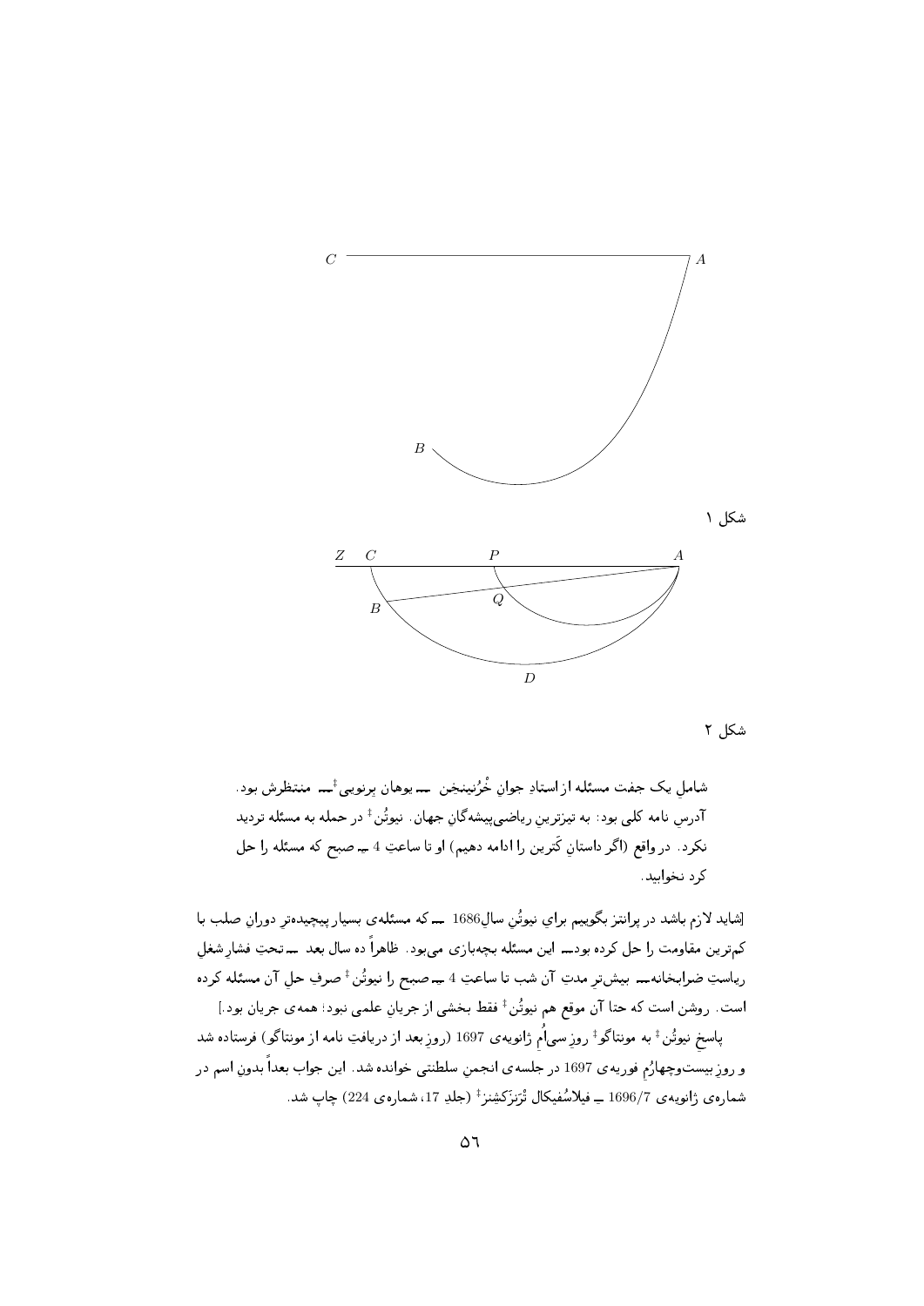شکل ۱

شکل ۲

شاملِ یک جفت مسئله از استادِ جوانِ خْرُنینخِن ـــ یوهان برنوییِ‡ـــ منتظرش بود. آدرسِ نامه کلی بود: به تیزترین ریاضی‌پیشه‌گانِ جهان. نیوتُن‡ در حمله به مسئله تردید نکرد. در واقع (اگر داستانِ کَتِرین را ادامه دهیم) او تا ساعتِ 4 ـ صبح که مسئله را حل کرد نخوابید.

[شاید لازم باشد در پرانتز بگوییم برای نیوتُنِ سالِ1686 ـــ که مسئله‌ی بسیار پیچیده‌ترِ دورانِ صلب با کم‌ترین مقاومت را حل کرده بود ـــ این مسئله بچه‌بازی می‌بود. ظاهراً ده سال بعد ـــ تحتِ فشارِ شغلِ ریاستِ ضرابخانه ـــ بیش‌ترِ مدتِ آن شب تا ساعتِ 4 ـ صبح را نیوتُن‡ صرفِ حلِ آن مسئله کرده است. روشن است که حتا آن موقع هم نیوتُن‡ فقط بخشی از جریانِ علمی نبود؛ همه‌ی جریان بود.]

پاسخِ نیوتُن‡ به مونتاگو‡ روزِ سی‌اُمِ ژانویه‌ی 1697 (روزِ بعد از دریافتِ نامه از مونتاگو) فرستاده شد و روزِ بیست‌وچهارُمِ فوریه‌ی 1697 در جلسه‌ی انجمنِ سلطنتی خوانده شد. این جواب بعداً بدونِ اسم در شماره‌ی ژانویه‌ی 1696/7 ـ فیلاسُفیکال تْرَنزَکشِنز‡ (جلدِ 17، شماره‌ی 224) چاپ شد.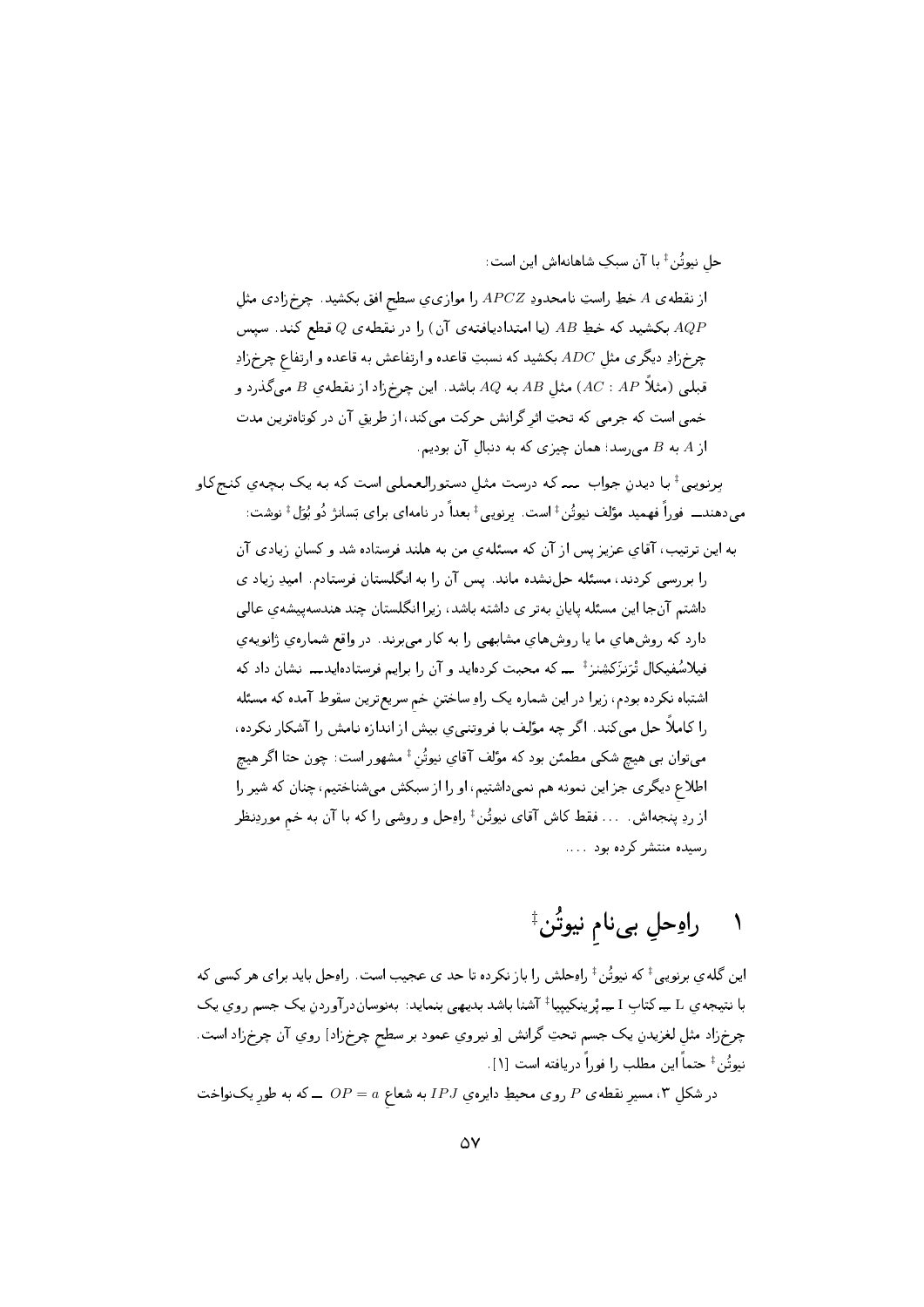حلِ نیوتُن‡ با آن سبکِ شاهانه‌اش این است:

> از نقطه‌ی $A$ خطِ راستِ نامحدودِ $APCZ$ را موازیِ سطحِ افق بکشید. چرخ‌زادی مثلِ $AQP$ بکشید که خطِ $AB$ (یا امتدادیافته‌ی آن) را در نقطه‌ی $Q$ قطع کند. سپس چرخ‌زادِ دیگری مثلِ $ADC$ بکشید که نسبتِ قاعده و ارتفاعش به قاعده و ارتفاعِ چرخ‌زادِ قبلی (مثلاً $AC : AP$) مثلِ $AB$ به $AQ$ باشد. این چرخ‌زاد از نقطه‌یِ $B$ می‌گذرد و خمی است که جرمی که تحتِ اثرِ گرانش حرکت می‌کند، از طریقِ آن در کوتاه‌ترین مدت از $A$ به $B$ می‌رسد: همان چیزی که به دنبالِ آن بودیم.

برنویی‡ با دیدنِ جواب ـــ که درست مثلِ دستورالعملی است که به یک بچه‌یِ کنج‌کاو می‌دهند ـــ فوراً فهمید مؤلف نیوتُن‡ است. برنویی‡ بعداً در نامه‌ای برای بَسانژ دُو بُوَل‡ نوشت:

> به این ترتیب، آقایِ عزیز پس از آن که مسئله‌یِ من به هلند فرستاده شد و کسانِ زیادی آن را بررسی کردند، مسئله حل‌نشده ماند. پس آن را به انگلستان فرستادم. امیدِ زیاد ی داشتم آن‌جا این مسئله پایانِ به‌تر ی داشته باشد، زیرا انگلستان چند هندسه‌پیشه‌یِ عالی دارد که روش‌هایِ ما یا روش‌هایِ مشابهی را به کار می‌برند. در واقع شماره‌یِ ژانویه‌یِ فیلاسُفیکال تْرَنزَکشِنز‡ ـــ که محبت کرده‌اید و آن را برایم فرستاده‌اید ـــ نشان داد که اشتباه نکرده بودم، زیرا در این شماره یک راهِ ساختنِ خمِ سریع‌ترین سقوط آمده که مسئله را کاملاً حل می‌کند. اگر چه مؤلف به فروتنیِ بیش از اندازه نامش را آشکار نکرده، می‌توان بی هیچ شکی مطمئن بود که مؤلف آقایِ نیوتُن‡ مشهور است: چون حتا اگر هیچ اطلاعِ دیگری جز این نمونه هم نمی‌داشتیم، او را از سبکش می‌شناختیم، چنان که شیر را از ردِ پنجه‌اش. ... فقط کاش آقای نیوتُن‡ راه‌حل و روشی را که با آن به خمِ موردنظر رسیده منتشر کرده بود ....

## ۱ راه‌حلِ بی‌نامِ نیوتُن‡

این گله‌یِ برنویی‡ که نیوتُن‡ راه‌حلش را باز نکرده تا حد ی عجیب است. راه‌حل باید برای هر کسی که با نتیجه‌یِ L ـــ کتابِ I ـــ پْرینکیپیا‡ آشنا باشد بدیهی بنماید: به‌نوسان‌درآوردنِ یک جسم رویِ یک چرخ‌زاد مثلِ لغزیدنِ یک جسمِ تحتِ گرانش [و نیرویِ عمود بر سطحِ چرخ‌زاد] رویِ آن چرخ‌زاد است. نیوتُن‡ حتماً این مطلب را فوراً دریافته است [۱].

در شکلِ ۳، مسیرِ نقطه‌ی $P$ روی محیطِ دایره‌یِ $IPJ$ به شعاعِ $OP = a$ ـــ که به طورِ یک‌نواخت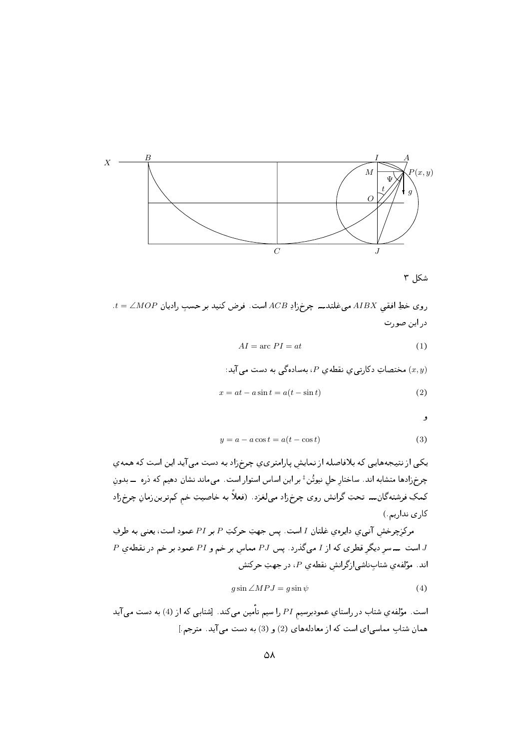شکل ۳

روی خطِ افقیِ $AIBX$ می‌غلتد — چرخ‌زادِ $ACB$ است. فرض کنید بر حسبِ رادیان $t = \angle MOP$.
در این صورت

$$AI = \text{arc } PI = at \quad (1)$$

$(x, y)$ مختصاتِ دکارتیِ‌ی نقطه‌ی $P$، به‌ساده‌گی به دست می‌آید:

$$x = at - a\sin t = a(t - \sin t) \quad (2)$$

و

$$y = a - a\cos t = a(t - \cos t) \quad (3)$$

یکی از نتیجه‌هایی که بلافاصله از نمایشِ پارامتریِ‌ی چرخ‌زاد به دست می‌آید این است که همه‌ی چرخ‌زادها متشابه‌اند. ساختارِ حلِ نیوتُن[‡] بر این اساس استوار است. می‌ماند نشان دهیم که ذره — بدونِ کمکِ فرشته‌گان — تحتِ گرانش روی چرخ‌زاد می‌لغزد. (فعلاً به خاصیتِ خمِ کم‌ترین‌زمانِ چرخ‌زاد کاری نداریم.)

مرکزِچرخشِ آنیِ‌ی دایره‌ی غلتان $I$ است. پس جهتِ حرکتِ $P$ بر $PI$ عمود است، یعنی به طرفِ $J$ است — سرِ دیگرِ قطری که از $I$ می‌گذرد. پس $PJ$ مماس بر خم و $PI$ عمود بر خم در نقطه‌ی $P$ اند. مؤلفه‌ی شتابِ ناشی‌ازگرانشِ نقطه‌ی $P$، در جهتِ حرکتش

$$g\sin\angle MPJ = g\sin\psi \quad (4)$$

است. مؤلفه‌ی شتاب در راستای عمودبرسیمِ $PI$ را سیم تأمین می‌کند. [شتابی که از (4) به دست می‌آید همان شتابِ مماسی‌ای است که از معادله‌های (2) و (3) به دست می‌آید. مترجم.]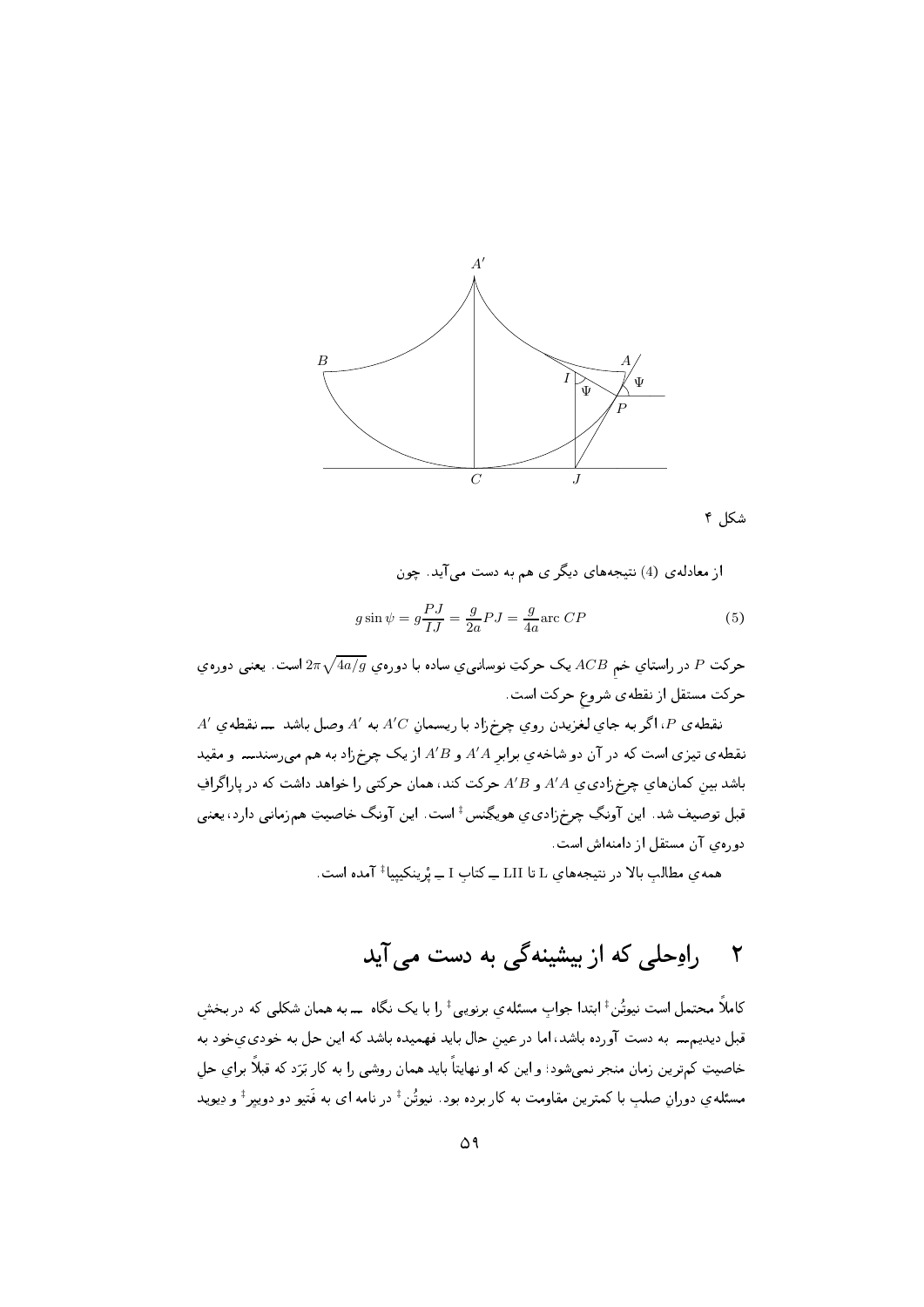شکل ۴

از معادله‌ی (4) نتیجه‌های دیگر ی هم به دست می‌آید. چون

$$g \sin \psi = g\frac{PJ}{IJ} = \frac{g}{2a}PJ = \frac{g}{4a}\text{arc } CP \qquad (5)$$

حرکتِ $P$ در راستای خمِ $ACB$ یک حرکتِ نوسانیِ ساده با دوره‌ی $2\pi\sqrt{4a/g}$ است. یعنی دوره‌ی حرکت مستقل از نقطه‌ی شروعِ حرکت است.

نقطه‌ی $P$، اگر به جای لغزیدن روی چرخ‌زاد با ریسمانِ $A'C$ به $A'$ وصل باشد ـــ نقطه‌ی $A'$ نقطه‌ی تیزی است که در آن دو شاخه‌ی برابرِ $A'A$ و $A'B$ از یک چرخ‌زاد به هم می‌رسندـــ و مقید باشد بین کمان‌های چرخ‌زادیِ $A'A$ و $A'B$ حرکت کند، همان حرکتی را خواهد داشت که در پاراگرافِ قبل توصیف شد. این آونگِ چرخ‌زادیِ هویگِنس[‡] است. این آونگ خاصیتِ هم‌زمانی دارد، یعنی دوره‌ی آن مستقل از دامنه‌اش است.

همه‌ی مطالبِ بالا در نتیجه‌های L تا LII ـ کتابِ I ـ پْرینکیپیا[‡] آمده است.

## ۲ راه‌حلی که از بیشینه‌گی به دست می‌آید

کاملاً محتمل است نیوتُن[‡] ابتدا جوابِ مسئله‌ی برنویی[‡] را با یک نگاه ـــ به همان شکلی که در بخشِ قبل دیدیمـــ به دست آورده باشد، اما در عینِ حال باید فهمیده باشد که این حل به خودیِ‌خود به خاصیتِ کم‌ترین زمان منجر نمی‌شود؛ و این که او نهایتاً باید همان روشی را به کار بَرَد که قبلاً برایِ حلِ مسئله‌ی دورانِ صلبِ با کمترین مقاومت به کار برده بود. نیوتُن[‡] در نامه ای به فَتیو دو دوییر[‡] و دِیوید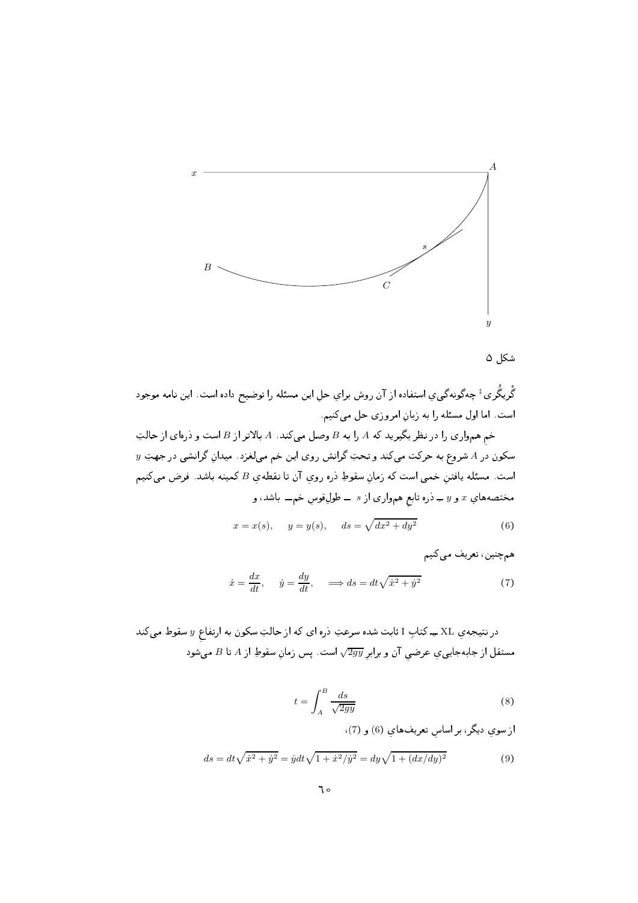شکل ۵

گْرِیگُری[‡] چه‌گونه‌گی‌ی استفاده از آن روش برای حل این مسئله را توضیح داده است. این نامه موجود است. اما اول مسئله را به زبانِ امروزی حل می‌کنیم.

خمِ هم‌واری را در نظر بگیرید که $A$ را به $B$ وصل می‌کند. $A$ بالاتر از $B$ است و ذره‌ای از حالتِ سکون در $A$ شروع به حرکت می‌کند و تحتِ گرانش روی این خم می‌لغزد. میدانِ گرانشی در جهتِ $y$ است. مسئله یافتنِ خمی است که زمانِ سقوطِ ذره روی آن تا نقطه‌ی $B$ کمینه باشد. فرض می‌کنیم مختصه‌های $x$ و $y$ ـ ذره تابعِ هم‌واری از $s$ ـ طولِ قوسِ خم ـ باشد، و

$$x = x(s), \quad y = y(s), \quad ds = \sqrt{dx^2 + dy^2} \tag{6}$$

هم‌چنین، تعریف می‌کنیم

$$\dot{x} = \frac{dx}{dt}, \quad \dot{y} = \frac{dy}{dt}, \quad \Longrightarrow ds = dt\sqrt{\dot{x}^2 + \dot{y}^2} \tag{7}$$

در نتیجه‌ی XL ـِ کتابِ I ثابت شده سرعتِ ذره ای که از حالتِ سکون به ارتفاعِ $y$ سقوط می‌کند مستقل از جابه‌جایی‌ی عرضی‌ی آن و برابرِ $\sqrt{2gy}$ است. پس زمانِ سقوطِ از $A$ تا $B$ می‌شود

$$t = \int_A^B \frac{ds}{\sqrt{2gy}} \tag{8}$$

از سوی دیگر، بر اساسِ تعریف‌های (6) و (7)،

$$ds = dt\sqrt{\dot{x}^2 + \dot{y}^2} = \dot{y}dt\sqrt{1 + \dot{x}^2/\dot{y}^2} = dy\sqrt{1 + (dx/dy)^2} \tag{9}$$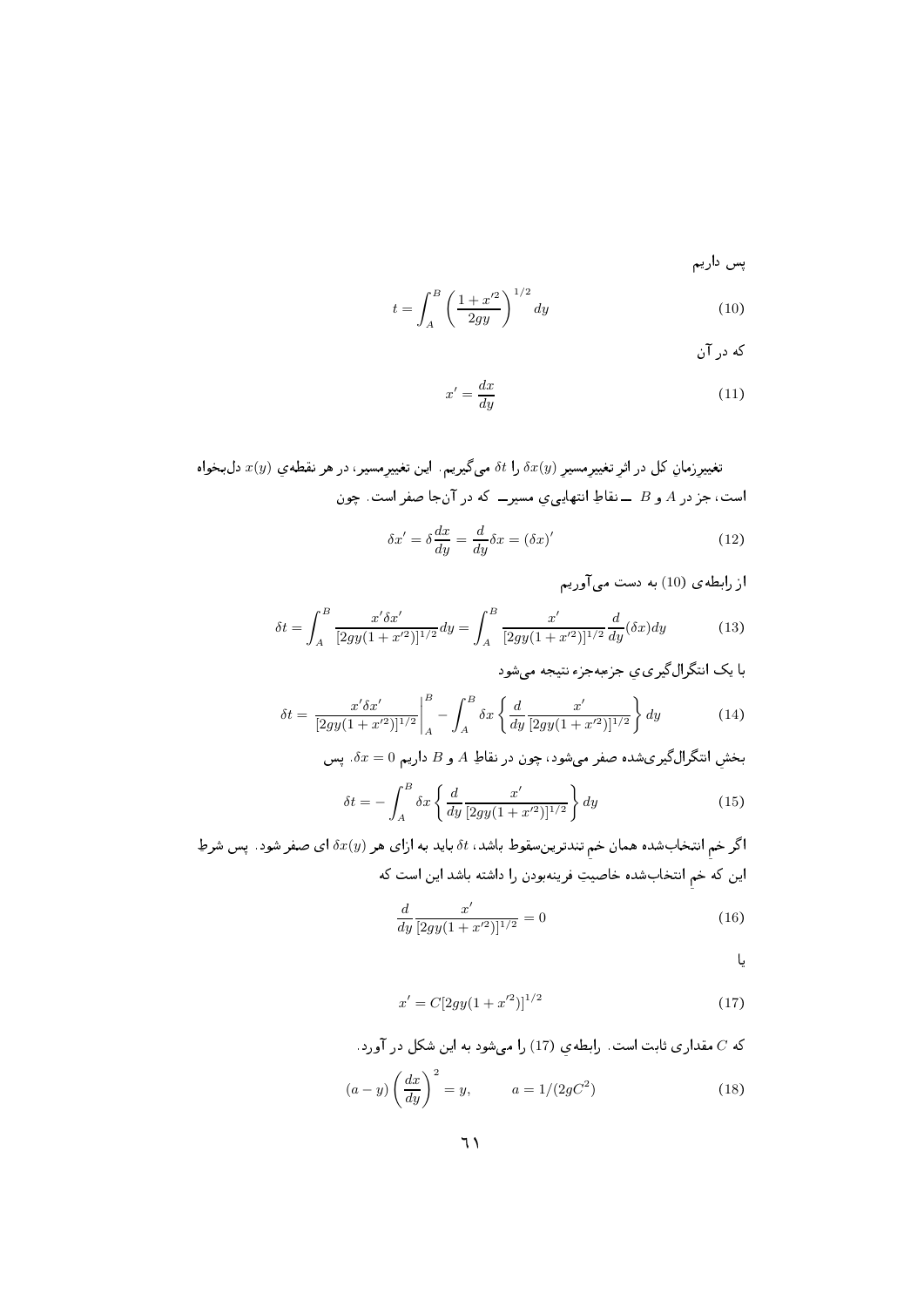پس داریم

$$t = \int_A^B \left( \frac{1 + x'^2}{2gy} \right)^{1/2} dy \tag{10}$$

که در آن

$$x' = \frac{dx}{dy} \tag{11}$$

تغییرِزمانِ کل در اثرِ تغییرِمسیرِ $\delta x(y)$ را $\delta t$ می‌گیریم. این تغییرِمسیر، در هر نقطه‌ی $x(y)$ دل‌بخواه است، جز در $A$ و $B$ ــ نقاطِ انتهاییِ مسیرــ که در آن‌جا صفر است. چون

$$\delta x' = \delta \frac{dx}{dy} = \frac{d}{dy} \delta x = (\delta x)' \tag{12}$$

از رابطه‌ی (10) به دست می‌آوریم

$$\delta t = \int_A^B \frac{x' \delta x'}{[2gy(1 + x'^2)]^{1/2}} dy = \int_A^B \frac{x'}{[2gy(1 + x'^2)]^{1/2}} \frac{d}{dy}(\delta x) dy \tag{13}$$

با یک انتگرال‌گیریِ جزءبه‌جزء نتیجه می‌شود

$$\delta t = \left. \frac{x' \delta x'}{[2gy(1 + x'^2)]^{1/2}} \right|_A^B - \int_A^B \delta x \left\{ \frac{d}{dy} \frac{x'}{[2gy(1 + x'^2)]^{1/2}} \right\} dy \tag{14}$$

بخشِ انتگرال‌گیری‌شده صفر می‌شود، چون در نقاطِ $A$ و $B$ داریم $\delta x = 0$. پس

$$\delta t = - \int_A^B \delta x \left\{ \frac{d}{dy} \frac{x'}{[2gy(1 + x'^2)]^{1/2}} \right\} dy \tag{15}$$

اگر خمِ انتخاب‌شده همان خمِ تندترین‌سقوط باشد، $\delta t$ باید به ازای هر $\delta x(y)$ ای صفر شود. پس شرطِ این که خمِ انتخاب‌شده خاصیتِ فرینه‌بودن را داشته باشد این است که

$$\frac{d}{dy} \frac{x'}{[2gy(1 + x'^2)]^{1/2}} = 0 \tag{16}$$

یا

$$x' = C[2gy(1 + x'^2)]^{1/2} \tag{17}$$

که $C$ مقداری ثابت است. رابطه‌ی (17) را می‌شود به این شکل در آورد.

$$(a - y) \left( \frac{dx}{dy} \right)^2 = y, \qquad a = 1/(2gC^2) \tag{18}$$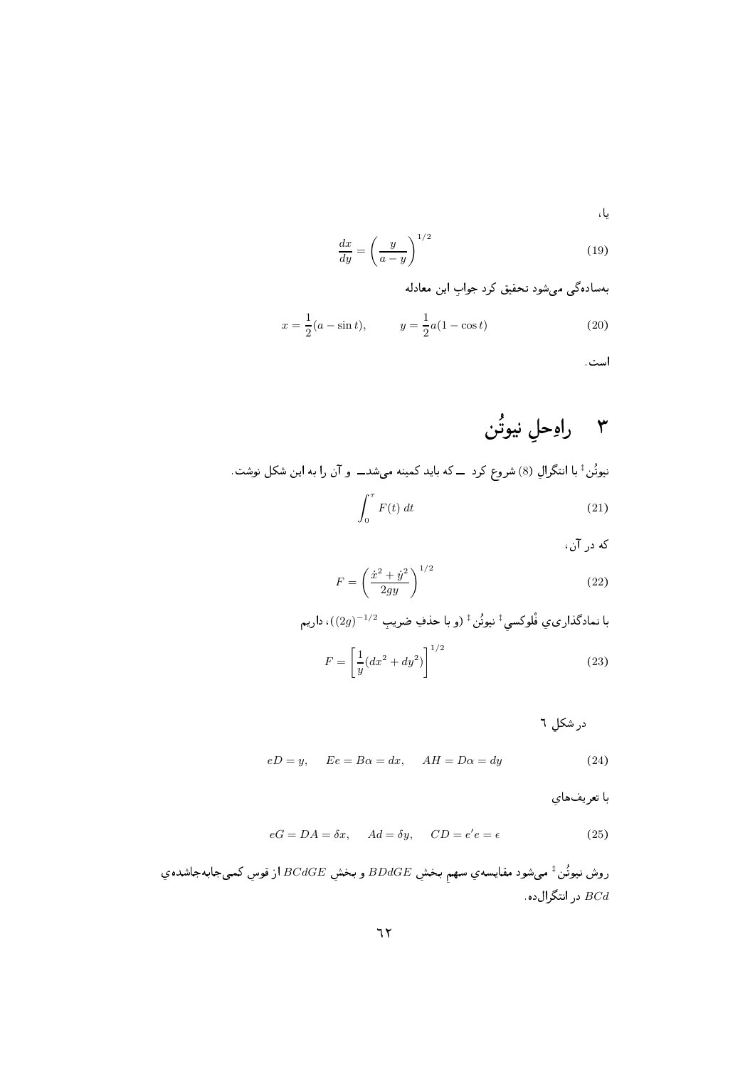یا،

$$\frac{dx}{dy} = \left(\frac{y}{a-y}\right)^{1/2} \tag{19}$$

به‌سادگی می‌شود تحقیق کرد جوابِ این معادله

$$x = \frac{1}{2}(a - \sin t), \qquad y = \frac{1}{2}a(1 - \cos t) \tag{20}$$

است.

# ۳ راهِ‌حلِ نیوتُن

نیوتُن[‡] با انتگرالِ (8) شروع کرد ــ که باید کمینه می‌شدــ و آن را به این شکل نوشت.

$$\int_0^{\tau} F(t)\, dt \tag{21}$$

که در آن،

$$F = \left(\frac{\dot{x}^2 + \dot{y}^2}{2gy}\right)^{1/2} \tag{22}$$

با نمادگذاری‌ِ فْلوکسیِ[‡] نیوتُن[‡] (و با حذفِ ضریبِ $(2g)^{-1/2}$)، داریم

$$F = \left[\frac{1}{y}(dx^2 + dy^2)\right]^{1/2} \tag{23}$$

در شکلِ ٦

$$eD = y, \quad Ee = B\alpha = dx, \quad AH = D\alpha = dy \tag{24}$$

با تعریف‌هایِ

$$eG = DA = \delta x, \quad Ad = \delta y, \quad CD = e'e = \epsilon \tag{25}$$

روش نیوتُن[‡] می‌شود مقایسه‌یِ سهمِ بخشِ $BDdGE$ و بخشِ $BCdGE$ از قوسِ کمی‌جابه‌جاشده‌یِ $BCd$ در انتگرال‌ده.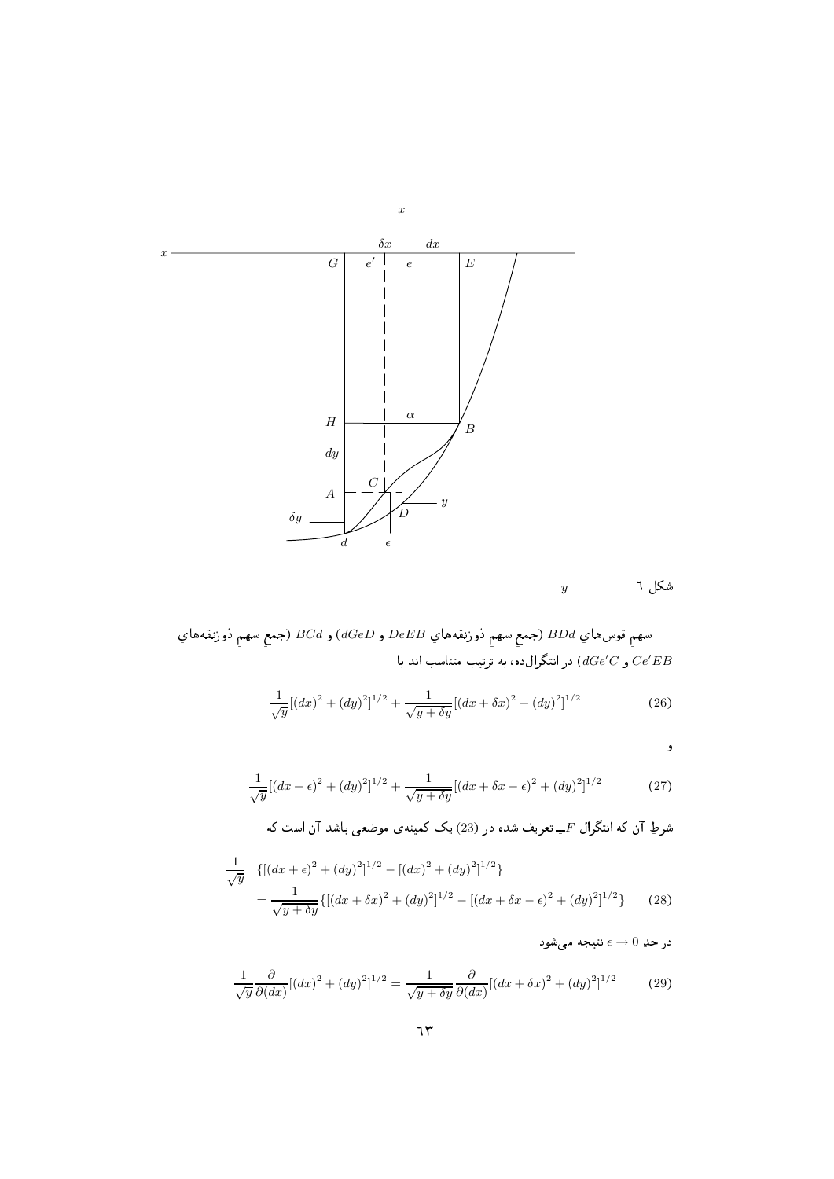شکل ٦

سهمِ قوس‌هایِ $BDd$ (جمعِ سهمِ ذوزنقه‌هایِ $DeEB$ و $dGeD$) و $BCd$ (جمعِ سهمِ ذوزنقه‌هایِ $Ce'EB$ و $dGe'C$) در انتگرال‌ده، به ترتیب متناسب اند با

$$\frac{1}{\sqrt{y}}[(dx)^2 + (dy)^2]^{1/2} + \frac{1}{\sqrt{y+\delta y}}[(dx+\delta x)^2 + (dy)^2]^{1/2} \tag{26}$$

و

$$\frac{1}{\sqrt{y}}[(dx+\epsilon)^2 + (dy)^2]^{1/2} + \frac{1}{\sqrt{y+\delta y}}[(dx+\delta x-\epsilon)^2 + (dy)^2]^{1/2} \tag{27}$$

شرطِ آن که انتگرالِ $F$ـ تعریف شده در (23) یک کمینه‌ی موضعی باشد آن است که

$$\frac{1}{\sqrt{y}}\{[(dx+\epsilon)^2 + (dy)^2]^{1/2} - [(dx)^2 + (dy)^2]^{1/2}\}$$
$$= \frac{1}{\sqrt{y+\delta y}}\{[(dx+\delta x)^2 + (dy)^2]^{1/2} - [(dx+\delta x-\epsilon)^2 + (dy)^2]^{1/2}\} \tag{28}$$

در حدِ $\epsilon \to 0$ نتیجه می‌شود

$$\frac{1}{\sqrt{y}}\frac{\partial}{\partial(dx)}[(dx)^2 + (dy)^2]^{1/2} = \frac{1}{\sqrt{y+\delta y}}\frac{\partial}{\partial(dx)}[(dx+\delta x)^2 + (dy)^2]^{1/2} \tag{29}$$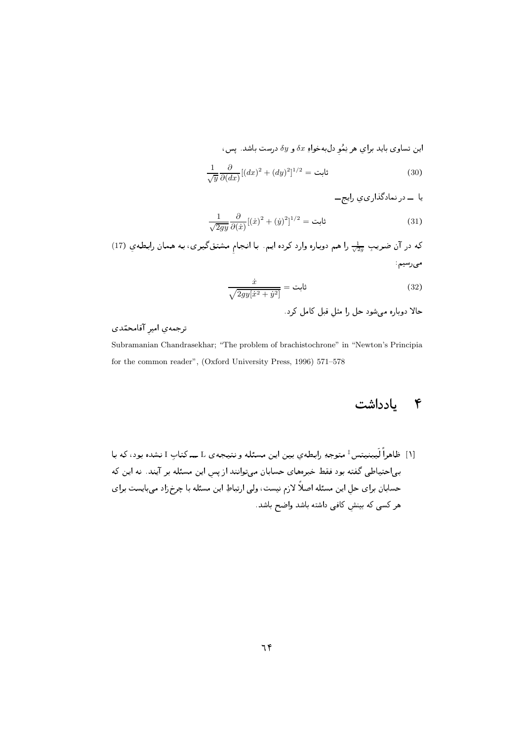این تساوی باید برایِ هر نِمُوِ دل‌به‌خواهِ $\delta x$ و $\delta y$ درست باشد. پس،

$$\frac{1}{\sqrt{y}}\frac{\partial}{\partial(dx)}[(dx)^2+(dy)^2]^{1/2} = \text{ثابت} \tag{30}$$

یا ــ در نمادگذاریِ رایج ــ

$$\frac{1}{\sqrt{2gy}}\frac{\partial}{\partial(\dot{x})}[(\dot{x})^2+(\dot{y})^2]^{1/2} = \text{ثابت} \tag{31}$$

که در آن ضریبِ $\frac{1}{\sqrt{2g}}$ را هم دوباره وارد کرده ایم. با انجامِ مشتق‌گیری، به همان رابطه‌یِ (17) می‌رسیم:

$$\frac{\dot{x}}{\sqrt{2gy[\dot{x}^2+\dot{y}^2]}} = \text{ثابت} \tag{32}$$

حالا دوباره می‌شود حل را مثلِ قبل کامل کرد.

ترجمه‌یِ امیرِ آقامحمّدی

Subramanian Chandrasekhar; "The problem of brachistochrone" in "Newton's Principia for the common reader", (Oxford University Press, 1996) 571–578

## ۴ یادداشت

[۱] ظاهراً لَیبنیتس[‡] متوجهِ رابطه‌یِ بین این مسئله و نتیجه‌ی L ــ کتابِ I نشده بود، که با بی‌احتیاطی گفته بود فقط خبره‌های حسابان می‌توانند از پسِ این مسئله بر آیند. نه این که حسابان برای حلِ این مسئله اصلاً لازم نیست، ولی ارتباطِ این مسئله با چرخ‌زاد می‌بایست برای هر کسی که بینشِ کافی داشته باشد واضح باشد.